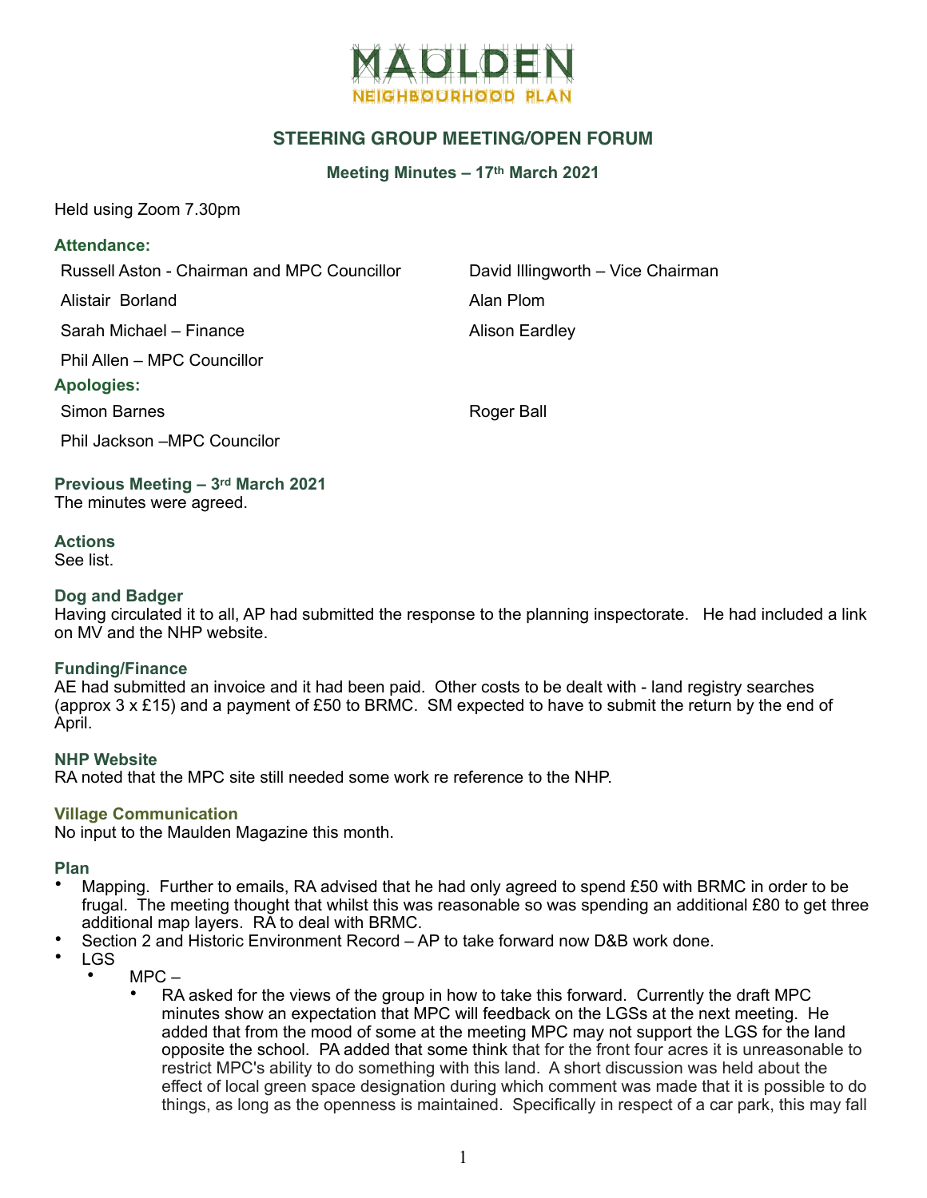# MAULDEN
NEIGHBOURHOOD PLAN

## STEERING GROUP MEETING/OPEN FORUM

### Meeting Minutes – 17th March 2021

Held using Zoom 7.30pm

### Attendance:

| | |
|---|---|
| Russell Aston - Chairman and MPC Councillor | David Illingworth – Vice Chairman |
| Alistair Borland | Alan Plom |
| Sarah Michael – Finance | Alison Eardley |
| Phil Allen – MPC Councillor | |

### Apologies:

| | |
|---|---|
| Simon Barnes | Roger Ball |
| Phil Jackson –MPC Councilor | |

### Previous Meeting – 3rd March 2021
The minutes were agreed.

### Actions
See list.

### Dog and Badger
Having circulated it to all, AP had submitted the response to the planning inspectorate. He had included a link on MV and the NHP website.

### Funding/Finance
AE had submitted an invoice and it had been paid. Other costs to be dealt with - land registry searches (approx 3 x £15) and a payment of £50 to BRMC. SM expected to have to submit the return by the end of April.

### NHP Website
RA noted that the MPC site still needed some work re reference to the NHP.

### Village Communication
No input to the Maulden Magazine this month.

### Plan
- Mapping. Further to emails, RA advised that he had only agreed to spend £50 with BRMC in order to be frugal. The meeting thought that whilst this was reasonable so was spending an additional £80 to get three additional map layers. RA to deal with BRMC.
- Section 2 and Historic Environment Record – AP to take forward now D&B work done.
- LGS
  - MPC –
    - RA asked for the views of the group in how to take this forward. Currently the draft MPC minutes show an expectation that MPC will feedback on the LGSs at the next meeting. He added that from the mood of some at the meeting MPC may not support the LGS for the land opposite the school. PA added that some think that for the front four acres it is unreasonable to restrict MPC's ability to do something with this land. A short discussion was held about the effect of local green space designation during which comment was made that it is possible to do things, as long as the openness is maintained. Specifically in respect of a car park, this may fall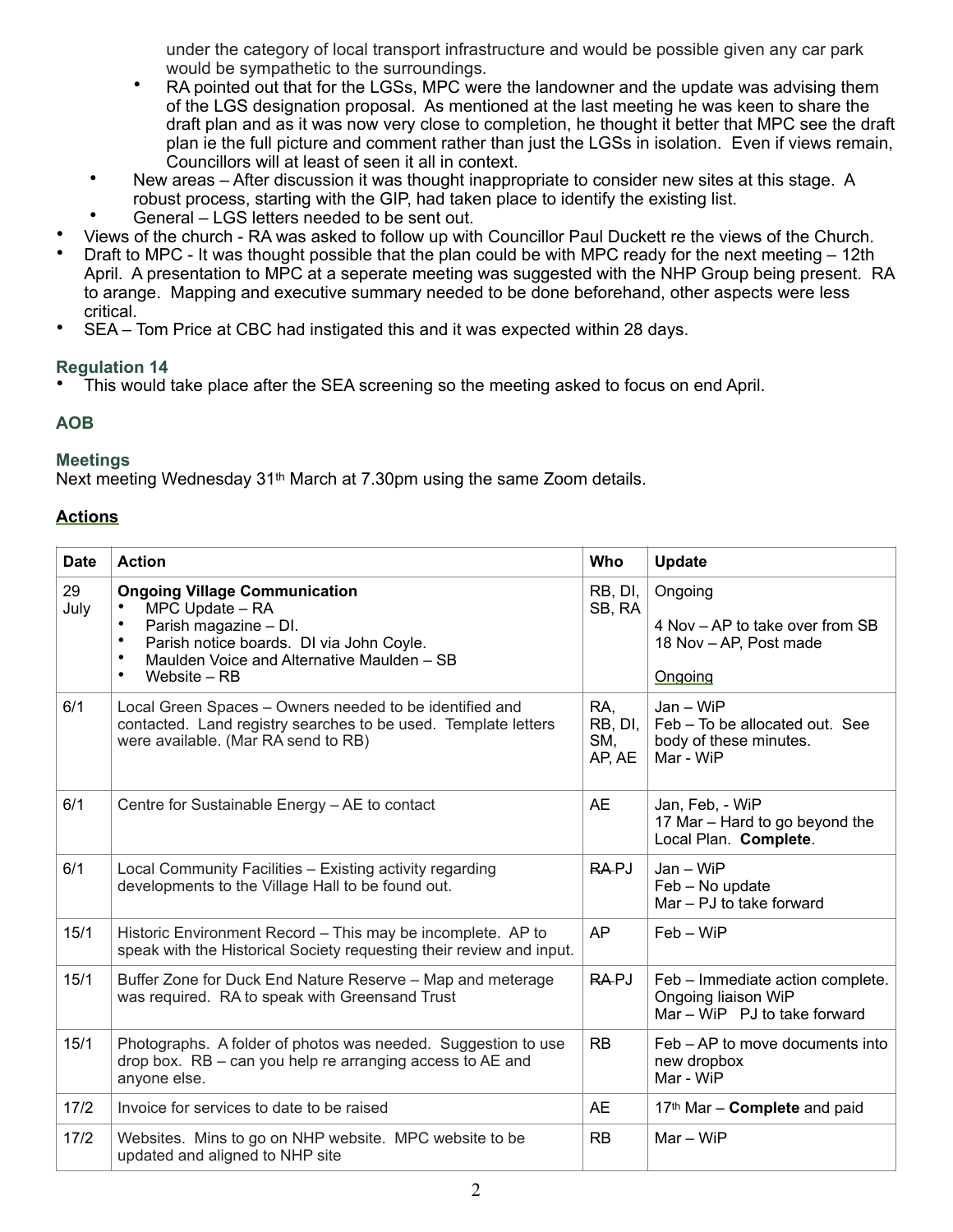under the category of local transport infrastructure and would be possible given any car park would be sympathetic to the surroundings.

        - RA pointed out that for the LGSs, MPC were the landowner and the update was advising them of the LGS designation proposal. As mentioned at the last meeting he was keen to share the draft plan and as it was now very close to completion, he thought it better that MPC see the draft plan ie the full picture and comment rather than just the LGSs in isolation. Even if views remain, Councillors will at least of seen it all in context.
    - New areas – After discussion it was thought inappropriate to consider new sites at this stage. A robust process, starting with the GIP, had taken place to identify the existing list.
    - General – LGS letters needed to be sent out.
- Views of the church - RA was asked to follow up with Councillor Paul Duckett re the views of the Church.
- Draft to MPC - It was thought possible that the plan could be with MPC ready for the next meeting – 12th April. A presentation to MPC at a seperate meeting was suggested with the NHP Group being present. RA to arange. Mapping and executive summary needed to be done beforehand, other aspects were less critical.
- SEA – Tom Price at CBC had instigated this and it was expected within 28 days.

### Regulation 14

- This would take place after the SEA screening so the meeting asked to focus on end April.

### AOB

### Meetings

Next meeting Wednesday 31st March at 7.30pm using the same Zoom details.

## Actions

| Date | Action | Who | Update |
|---|---|---|---|
| 29 July | **Ongoing Village Communication**<br>• MPC Update – RA<br>• Parish magazine – DI.<br>• Parish notice boards. DI via John Coyle.<br>• Maulden Voice and Alternative Maulden – SB<br>• Website – RB | RB, DI, SB, RA | Ongoing<br><br>4 Nov – AP to take over from SB<br>18 Nov – AP, Post made<br><br>Ongoing |
| 6/1 | Local Green Spaces – Owners needed to be identified and contacted. Land registry searches to be used. Template letters were available. (Mar RA send to RB) | RA, RB, DI, SM, AP, AE | Jan – WiP<br>Feb – To be allocated out. See body of these minutes.<br>Mar - WiP |
| 6/1 | Centre for Sustainable Energy – AE to contact | AE | Jan, Feb, - WiP<br>17 Mar – Hard to go beyond the Local Plan. **Complete**. |
| 6/1 | Local Community Facilities – Existing activity regarding developments to the Village Hall to be found out. | ~~RA~~ PJ | Jan – WiP<br>Feb – No update<br>Mar – PJ to take forward |
| 15/1 | Historic Environment Record – This may be incomplete. AP to speak with the Historical Society requesting their review and input. | AP | Feb – WiP |
| 15/1 | Buffer Zone for Duck End Nature Reserve – Map and meterage was required. RA to speak with Greensand Trust | ~~RA~~ PJ | Feb – Immediate action complete. Ongoing liaison WiP<br>Mar – WiP PJ to take forward |
| 15/1 | Photographs. A folder of photos was needed. Suggestion to use drop box. RB – can you help re arranging access to AE and anyone else. | RB | Feb – AP to move documents into new dropbox<br>Mar - WiP |
| 17/2 | Invoice for services to date to be raised | AE | 17th Mar – **Complete** and paid |
| 17/2 | Websites. Mins to go on NHP website. MPC website to be updated and aligned to NHP site | RB | Mar – WiP |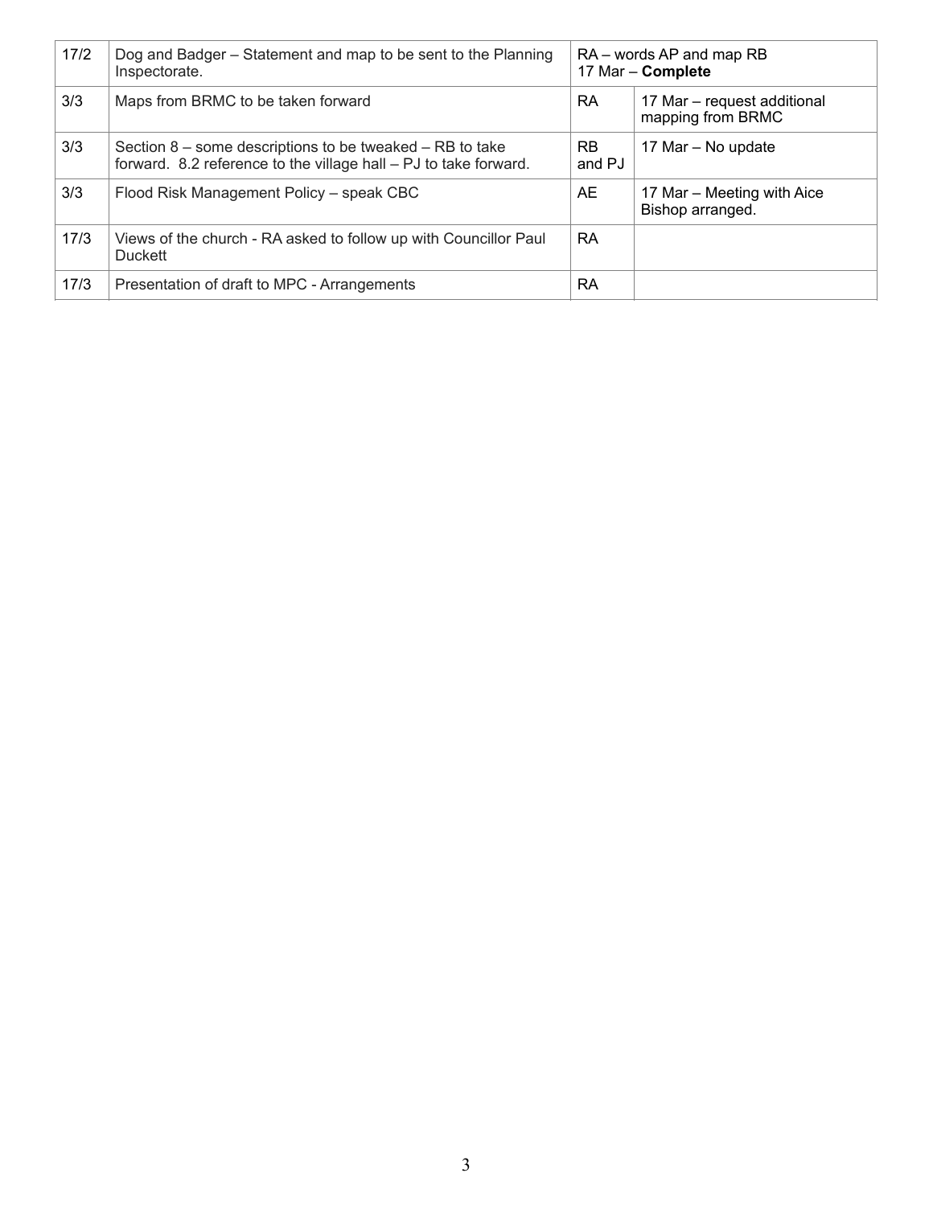| | | | |
|---|---|---|---|
| 17/2 | Dog and Badger – Statement and map to be sent to the Planning Inspectorate. | RA – words AP and map RB<br>17 Mar – **Complete** | |
| 3/3 | Maps from BRMC to be taken forward | RA | 17 Mar – request additional mapping from BRMC |
| 3/3 | Section 8 – some descriptions to be tweaked – RB to take forward. 8.2 reference to the village hall – PJ to take forward. | RB and PJ | 17 Mar – No update |
| 3/3 | Flood Risk Management Policy – speak CBC | AE | 17 Mar – Meeting with Aice Bishop arranged. |
| 17/3 | Views of the church - RA asked to follow up with Councillor Paul Duckett | RA | |
| 17/3 | Presentation of draft to MPC - Arrangements | RA | |